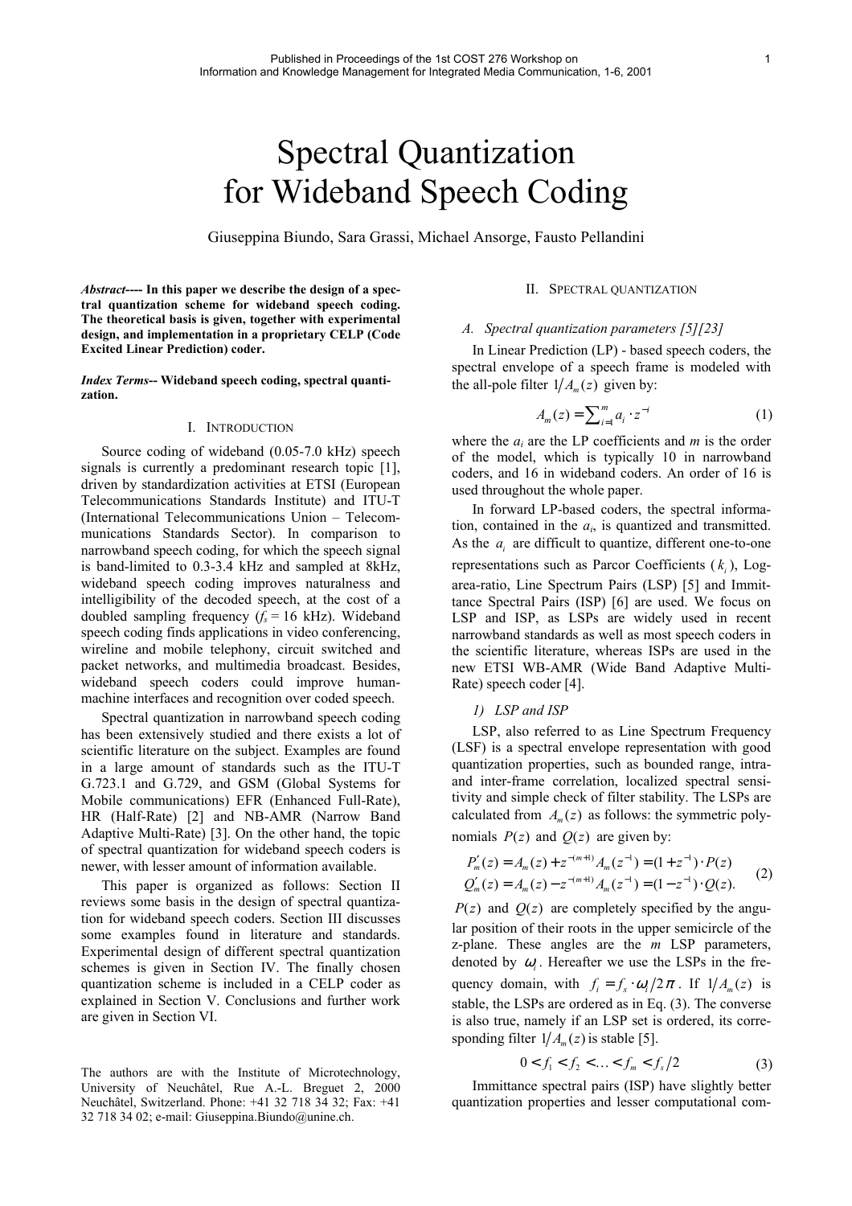# Spectral Quantization for Wideband Speech Coding

Giuseppina Biundo, Sara Grassi, Michael Ansorge, Fausto Pellandini

***Abstract*---- In this paper we describe the design of a spectral quantization scheme for wideband speech coding. The theoretical basis is given, together with experimental design, and implementation in a proprietary CELP (Code Excited Linear Prediction) coder.**

***Index Terms*-- Wideband speech coding, spectral quantization.**

## I. Introduction

Source coding of wideband (0.05-7.0 kHz) speech signals is currently a predominant research topic [1], driven by standardization activities at ETSI (European Telecommunications Standards Institute) and ITU-T (International Telecommunications Union – Telecommunications Standards Sector). In comparison to narrowband speech coding, for which the speech signal is band-limited to 0.3-3.4 kHz and sampled at 8kHz, wideband speech coding improves naturalness and intelligibility of the decoded speech, at the cost of a doubled sampling frequency ($f_s = 16$ kHz). Wideband speech coding finds applications in video conferencing, wireline and mobile telephony, circuit switched and packet networks, and multimedia broadcast. Besides, wideband speech coders could improve human-machine interfaces and recognition over coded speech.

Spectral quantization in narrowband speech coding has been extensively studied and there exists a lot of scientific literature on the subject. Examples are found in a large amount of standards such as the ITU-T G.723.1 and G.729, and GSM (Global Systems for Mobile communications) EFR (Enhanced Full-Rate), HR (Half-Rate) [2] and NB-AMR (Narrow Band Adaptive Multi-Rate) [3]. On the other hand, the topic of spectral quantization for wideband speech coders is newer, with lesser amount of information available.

This paper is organized as follows: Section II reviews some basis in the design of spectral quantization for wideband speech coders. Section III discusses some examples found in literature and standards. Experimental design of different spectral quantization schemes is given in Section IV. The finally chosen quantization scheme is included in a CELP coder as explained in Section V. Conclusions and further work are given in Section VI.

The authors are with the Institute of Microtechnology, University of Neuchâtel, Rue A.-L. Breguet 2, 2000 Neuchâtel, Switzerland. Phone: +41 32 718 34 32; Fax: +41 32 718 34 02; e-mail: Giuseppina.Biundo@unine.ch.

## II. Spectral quantization

### *A. Spectral quantization parameters [5][23]*

In Linear Prediction (LP) - based speech coders, the spectral envelope of a speech frame is modeled with the all-pole filter $1/A_m(z)$ given by:

$$A_m(z) = \sum_{i=1}^{m} a_i \cdot z^{-i} \tag{1}$$

where the $a_i$ are the LP coefficients and $m$ is the order of the model, which is typically 10 in narrowband coders, and 16 in wideband coders. An order of 16 is used throughout the whole paper.

In forward LP-based coders, the spectral information, contained in the $a_i$, is quantized and transmitted. As the $a_i$ are difficult to quantize, different one-to-one representations such as Parcor Coefficients ($k_i$), Log-area-ratio, Line Spectrum Pairs (LSP) [5] and Immittance Spectral Pairs (ISP) [6] are used. We focus on LSP and ISP, as LSPs are widely used in recent narrowband standards as well as most speech coders in the scientific literature, whereas ISPs are used in the new ETSI WB-AMR (Wide Band Adaptive Multi-Rate) speech coder [4].

#### *1) LSP and ISP*

LSP, also referred to as Line Spectrum Frequency (LSF) is a spectral envelope representation with good quantization properties, such as bounded range, intra- and inter-frame correlation, localized spectral sensitivity and simple check of filter stability. The LSPs are calculated from $A_m(z)$ as follows: the symmetric polynomials $P(z)$ and $Q(z)$ are given by:

$$\begin{aligned} P'_m(z) &= A_m(z) + z^{-(m+1)} A_m(z^{-1}) = (1+z^{-1}) \cdot P(z) \\ Q'_m(z) &= A_m(z) - z^{-(m+1)} A_m(z^{-1}) = (1-z^{-1}) \cdot Q(z). \end{aligned} \tag{2}$$

$P(z)$ and $Q(z)$ are completely specified by the angular position of their roots in the upper semicircle of the z-plane. These angles are the $m$ LSP parameters, denoted by $\omega_i$. Hereafter we use the LSPs in the frequency domain, with $f_i = f_s \cdot \omega_i / 2\pi$. If $1/A_m(z)$ is stable, the LSPs are ordered as in Eq. (3). The converse is also true, namely if an LSP set is ordered, its corresponding filter $1/A_m(z)$ is stable [5].

$$0 < f_1 < f_2 < \ldots < f_m < f_s/2 \tag{3}$$

Immittance spectral pairs (ISP) have slightly better quantization properties and lesser computational com-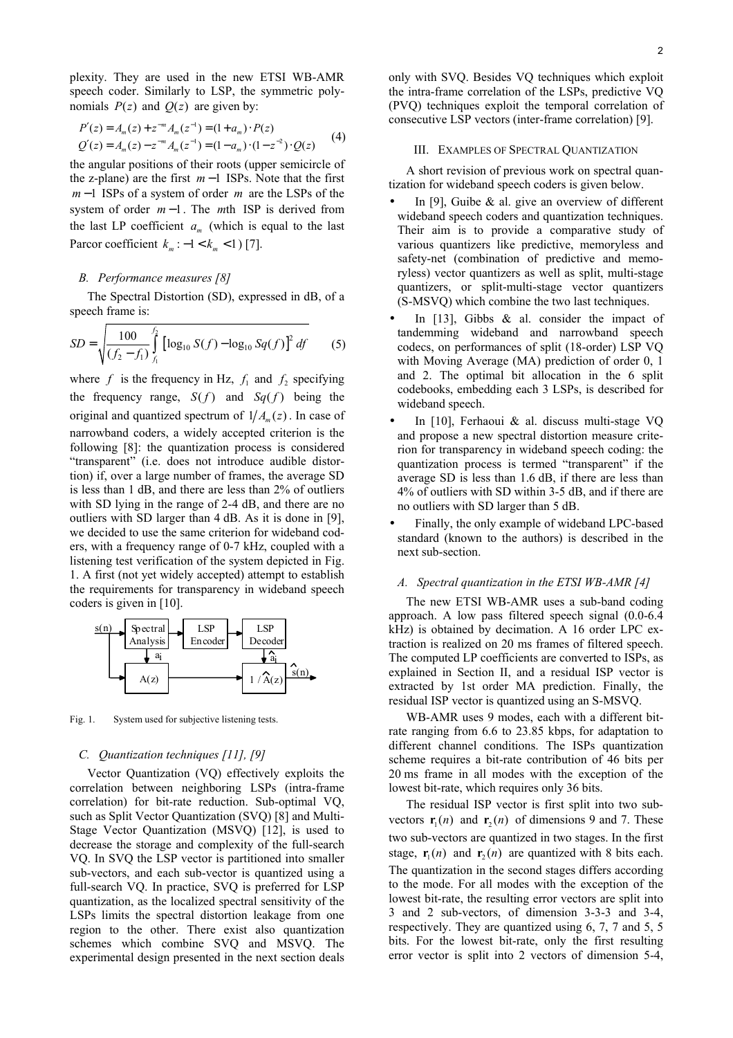plexity. They are used in the new ETSI WB-AMR speech coder. Similarly to LSP, the symmetric polynomials $P(z)$ and $Q(z)$ are given by:

$$
\begin{aligned}
P'(z) &= A_m(z) + z^{-m} A_m(z^{-1}) = (1 + a_m) \cdot P(z) \\
Q'(z) &= A_m(z) - z^{-m} A_m(z^{-1}) = (1 - a_m) \cdot (1 - z^{-2}) \cdot Q(z)
\end{aligned}
\tag{4}
$$

the angular positions of their roots (upper semicircle of the z-plane) are the first $m-1$ ISPs. Note that the first $m-1$ ISPs of a system of order $m$ are the LSPs of the system of order $m-1$. The $m$th ISP is derived from the last LP coefficient $a_m$ (which is equal to the last Parcor coefficient $k_m : -1 < k_m < 1$) [7].

### *B. Performance measures [8]*

The Spectral Distortion (SD), expressed in dB, of a speech frame is:

$$
SD = \sqrt{\frac{100}{(f_2 - f_1)} \int_{f_1}^{f_2} \left[ \log_{10} S(f) - \log_{10} Sq(f) \right]^2 df}
\tag{5}
$$

where $f$ is the frequency in Hz, $f_1$ and $f_2$ specifying the frequency range, $S(f)$ and $Sq(f)$ being the original and quantized spectrum of $1/A_m(z)$. In case of narrowband coders, a widely accepted criterion is the following [8]: the quantization process is considered "transparent" (i.e. does not introduce audible distortion) if, over a large number of frames, the average SD is less than 1 dB, and there are less than 2% of outliers with SD lying in the range of 2-4 dB, and there are no outliers with SD larger than 4 dB. As it is done in [9], we decided to use the same criterion for wideband coders, with a frequency range of 0-7 kHz, coupled with a listening test verification of the system depicted in Fig. 1. A first (not yet widely accepted) attempt to establish the requirements for transparency in wideband speech coders is given in [10].

Fig. 1. System used for subjective listening tests.

### *C. Quantization techniques [11], [9]*

Vector Quantization (VQ) effectively exploits the correlation between neighboring LSPs (intra-frame correlation) for bit-rate reduction. Sub-optimal VQ, such as Split Vector Quantization (SVQ) [8] and Multi-Stage Vector Quantization (MSVQ) [12], is used to decrease the storage and complexity of the full-search VQ. In SVQ the LSP vector is partitioned into smaller sub-vectors, and each sub-vector is quantized using a full-search VQ. In practice, SVQ is preferred for LSP quantization, as the localized spectral sensitivity of the LSPs limits the spectral distortion leakage from one region to the other. There exist also quantization schemes which combine SVQ and MSVQ. The experimental design presented in the next section deals only with SVQ. Besides VQ techniques which exploit the intra-frame correlation of the LSPs, predictive VQ (PVQ) techniques exploit the temporal correlation of consecutive LSP vectors (inter-frame correlation) [9].

## III. Examples of Spectral Quantization

A short revision of previous work on spectral quantization for wideband speech coders is given below.

- In [9], Guibe & al. give an overview of different wideband speech coders and quantization techniques. Their aim is to provide a comparative study of various quantizers like predictive, memoryless and safety-net (combination of predictive and memoryless) vector quantizers as well as split, multi-stage quantizers, or split-multi-stage vector quantizers (S-MSVQ) which combine the two last techniques.
- In [13], Gibbs & al. consider the impact of tandemming wideband and narrowband speech codecs, on performances of split (18-order) LSP VQ with Moving Average (MA) prediction of order 0, 1 and 2. The optimal bit allocation in the 6 split codebooks, embedding each 3 LSPs, is described for wideband speech.
- In [10], Ferhaoui & al. discuss multi-stage VQ and propose a new spectral distortion measure criterion for transparency in wideband speech coding: the quantization process is termed "transparent" if the average SD is less than 1.6 dB, if there are less than 4% of outliers with SD within 3-5 dB, and if there are no outliers with SD larger than 5 dB.
- Finally, the only example of wideband LPC-based standard (known to the authors) is described in the next sub-section.

### *A. Spectral quantization in the ETSI WB-AMR [4]*

The new ETSI WB-AMR uses a sub-band coding approach. A low pass filtered speech signal (0.0-6.4 kHz) is obtained by decimation. A 16 order LPC extraction is realized on 20 ms frames of filtered speech. The computed LP coefficients are converted to ISPs, as explained in Section II, and a residual ISP vector is extracted by 1st order MA prediction. Finally, the residual ISP vector is quantized using an S-MSVQ.

WB-AMR uses 9 modes, each with a different bit-rate ranging from 6.6 to 23.85 kbps, for adaptation to different channel conditions. The ISPs quantization scheme requires a bit-rate contribution of 46 bits per 20 ms frame in all modes with the exception of the lowest bit-rate, which requires only 36 bits.

The residual ISP vector is first split into two sub-vectors $\mathbf{r}_1(n)$ and $\mathbf{r}_2(n)$ of dimensions 9 and 7. These two sub-vectors are quantized in two stages. In the first stage, $\mathbf{r}_1(n)$ and $\mathbf{r}_2(n)$ are quantized with 8 bits each. The quantization in the second stages differs according to the mode. For all modes with the exception of the lowest bit-rate, the resulting error vectors are split into 3 and 2 sub-vectors, of dimension 3-3-3 and 3-4, respectively. They are quantized using 6, 7, 7 and 5, 5 bits. For the lowest bit-rate, only the first resulting error vector is split into 2 vectors of dimension 5-4,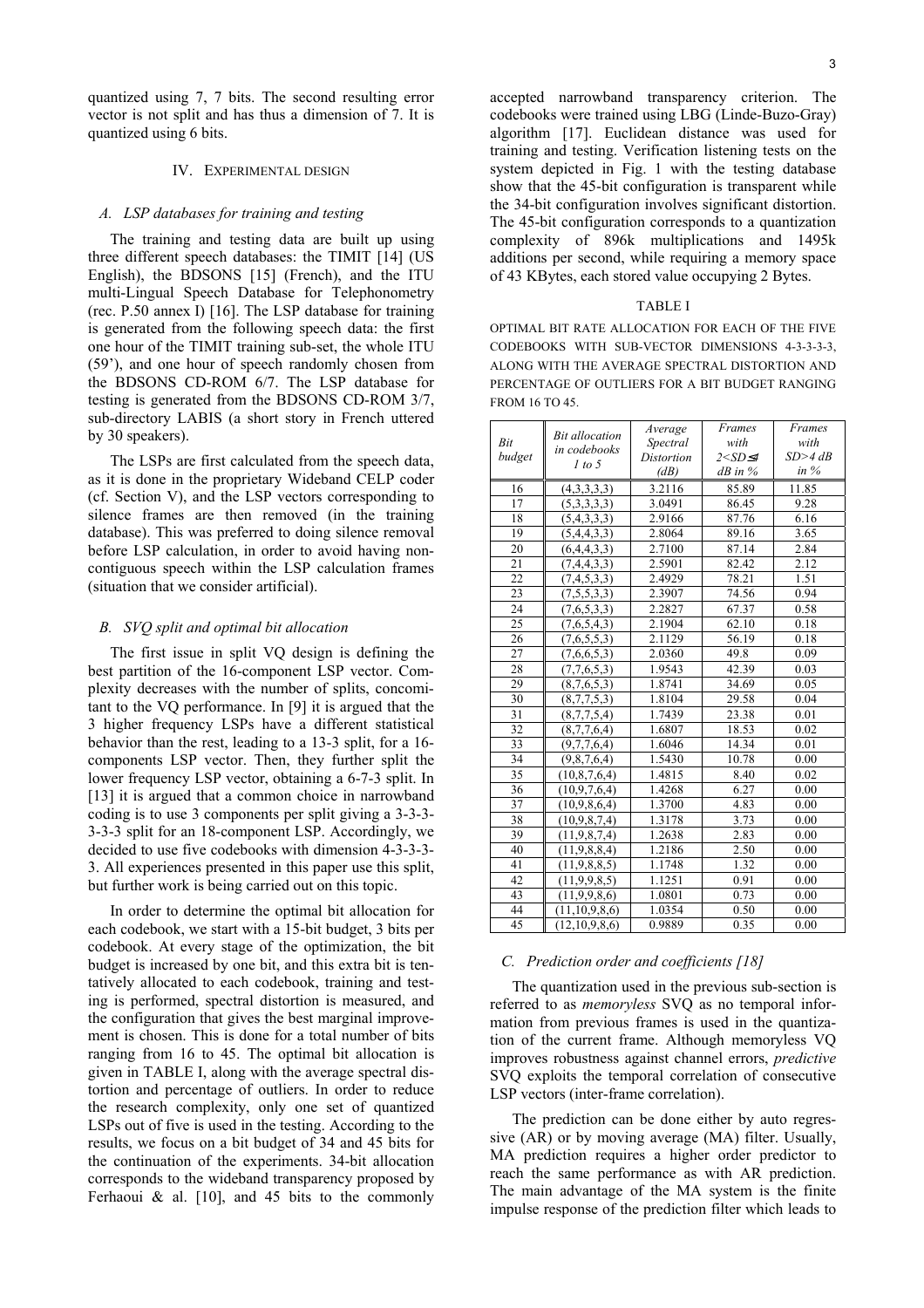quantized using 7, 7 bits. The second resulting error vector is not split and has thus a dimension of 7. It is quantized using 6 bits.

## IV. Experimental design

### A. LSP databases for training and testing

The training and testing data are built up using three different speech databases: the TIMIT [14] (US English), the BDSONS [15] (French), and the ITU multi-Lingual Speech Database for Telephonometry (rec. P.50 annex I) [16]. The LSP database for training is generated from the following speech data: the first one hour of the TIMIT training sub-set, the whole ITU (59'), and one hour of speech randomly chosen from the BDSONS CD-ROM 6/7. The LSP database for testing is generated from the BDSONS CD-ROM 3/7, sub-directory LABIS (a short story in French uttered by 30 speakers).

The LSPs are first calculated from the speech data, as it is done in the proprietary Wideband CELP coder (cf. Section V), and the LSP vectors corresponding to silence frames are then removed (in the training database). This was preferred to doing silence removal before LSP calculation, in order to avoid having non-contiguous speech within the LSP calculation frames (situation that we consider artificial).

### B. SVQ split and optimal bit allocation

The first issue in split VQ design is defining the best partition of the 16-component LSP vector. Complexity decreases with the number of splits, concomitant to the VQ performance. In [9] it is argued that the 3 higher frequency LSPs have a different statistical behavior than the rest, leading to a 13-3 split, for a 16-components LSP vector. Then, they further split the lower frequency LSP vector, obtaining a 6-7-3 split. In [13] it is argued that a common choice in narrowband coding is to use 3 components per split giving a 3-3-3-3-3-3 split for an 18-component LSP. Accordingly, we decided to use five codebooks with dimension 4-3-3-3-3. All experiences presented in this paper use this split, but further work is being carried out on this topic.

In order to determine the optimal bit allocation for each codebook, we start with a 15-bit budget, 3 bits per codebook. At every stage of the optimization, the bit budget is increased by one bit, and this extra bit is tentatively allocated to each codebook, training and testing is performed, spectral distortion is measured, and the configuration that gives the best marginal improvement is chosen. This is done for a total number of bits ranging from 16 to 45. The optimal bit allocation is given in TABLE I, along with the average spectral distortion and percentage of outliers. In order to reduce the research complexity, only one set of quantized LSPs out of five is used in the testing. According to the results, we focus on a bit budget of 34 and 45 bits for the continuation of the experiments. 34-bit allocation corresponds to the wideband transparency proposed by Ferhaoui & al. [10], and 45 bits to the commonly accepted narrowband transparency criterion. The codebooks were trained using LBG (Linde-Buzo-Gray) algorithm [17]. Euclidean distance was used for training and testing. Verification listening tests on the system depicted in Fig. 1 with the testing database show that the 45-bit configuration is transparent while the 34-bit configuration involves significant distortion. The 45-bit configuration corresponds to a quantization complexity of 896k multiplications and 1495k additions per second, while requiring a memory space of 43 KBytes, each stored value occupying 2 Bytes.

TABLE I

OPTIMAL BIT RATE ALLOCATION FOR EACH OF THE FIVE CODEBOOKS WITH SUB-VECTOR DIMENSIONS 4-3-3-3-3, ALONG WITH THE AVERAGE SPECTRAL DISTORTION AND PERCENTAGE OF OUTLIERS FOR A BIT BUDGET RANGING FROM 16 TO 45.

| *Bit budget* | *Bit allocation in codebooks 1 to 5* | *Average Spectral Distortion (dB)* | *Frames with $2<SD\leq 4$ dB in %* | *Frames with SD>4 dB in %* |
|---|---|---|---|---|
| 16 | (4,3,3,3,3) | 3.2116 | 85.89 | 11.85 |
| 17 | (5,3,3,3,3) | 3.0491 | 86.45 | 9.28 |
| 18 | (5,4,3,3,3) | 2.9166 | 87.76 | 6.16 |
| 19 | (5,4,4,3,3) | 2.8064 | 89.16 | 3.65 |
| 20 | (6,4,4,3,3) | 2.7100 | 87.14 | 2.84 |
| 21 | (7,4,4,3,3) | 2.5901 | 82.42 | 2.12 |
| 22 | (7,4,5,3,3) | 2.4929 | 78.21 | 1.51 |
| 23 | (7,5,5,3,3) | 2.3907 | 74.56 | 0.94 |
| 24 | (7,6,5,3,3) | 2.2827 | 67.37 | 0.58 |
| 25 | (7,6,5,4,3) | 2.1904 | 62.10 | 0.18 |
| 26 | (7,6,5,5,3) | 2.1129 | 56.19 | 0.18 |
| 27 | (7,6,6,5,3) | 2.0360 | 49.8 | 0.09 |
| 28 | (7,7,6,5,3) | 1.9543 | 42.39 | 0.03 |
| 29 | (8,7,6,5,3) | 1.8741 | 34.69 | 0.05 |
| 30 | (8,7,7,5,3) | 1.8104 | 29.58 | 0.04 |
| 31 | (8,7,7,5,4) | 1.7439 | 23.38 | 0.01 |
| 32 | (8,7,7,6,4) | 1.6807 | 18.53 | 0.02 |
| 33 | (9,7,7,6,4) | 1.6046 | 14.34 | 0.01 |
| 34 | (9,8,7,6,4) | 1.5430 | 10.78 | 0.00 |
| 35 | (10,8,7,6,4) | 1.4815 | 8.40 | 0.02 |
| 36 | (10,9,7,6,4) | 1.4268 | 6.27 | 0.00 |
| 37 | (10,9,8,6,4) | 1.3700 | 4.83 | 0.00 |
| 38 | (10,9,8,7,4) | 1.3178 | 3.73 | 0.00 |
| 39 | (11,9,8,7,4) | 1.2638 | 2.83 | 0.00 |
| 40 | (11,9,8,8,4) | 1.2186 | 2.50 | 0.00 |
| 41 | (11,9,8,8,5) | 1.1748 | 1.32 | 0.00 |
| 42 | (11,9,9,8,5) | 1.1251 | 0.91 | 0.00 |
| 43 | (11,9,9,8,6) | 1.0801 | 0.73 | 0.00 |
| 44 | (11,10,9,8,6) | 1.0354 | 0.50 | 0.00 |
| 45 | (12,10,9,8,6) | 0.9889 | 0.35 | 0.00 |

### C. Prediction order and coefficients [18]

The quantization used in the previous sub-section is referred to as *memoryless* SVQ as no temporal information from previous frames is used in the quantization of the current frame. Although memoryless VQ improves robustness against channel errors, *predictive* SVQ exploits the temporal correlation of consecutive LSP vectors (inter-frame correlation).

The prediction can be done either by auto regressive (AR) or by moving average (MA) filter. Usually, MA prediction requires a higher order predictor to reach the same performance as with AR prediction. The main advantage of the MA system is the finite impulse response of the prediction filter which leads to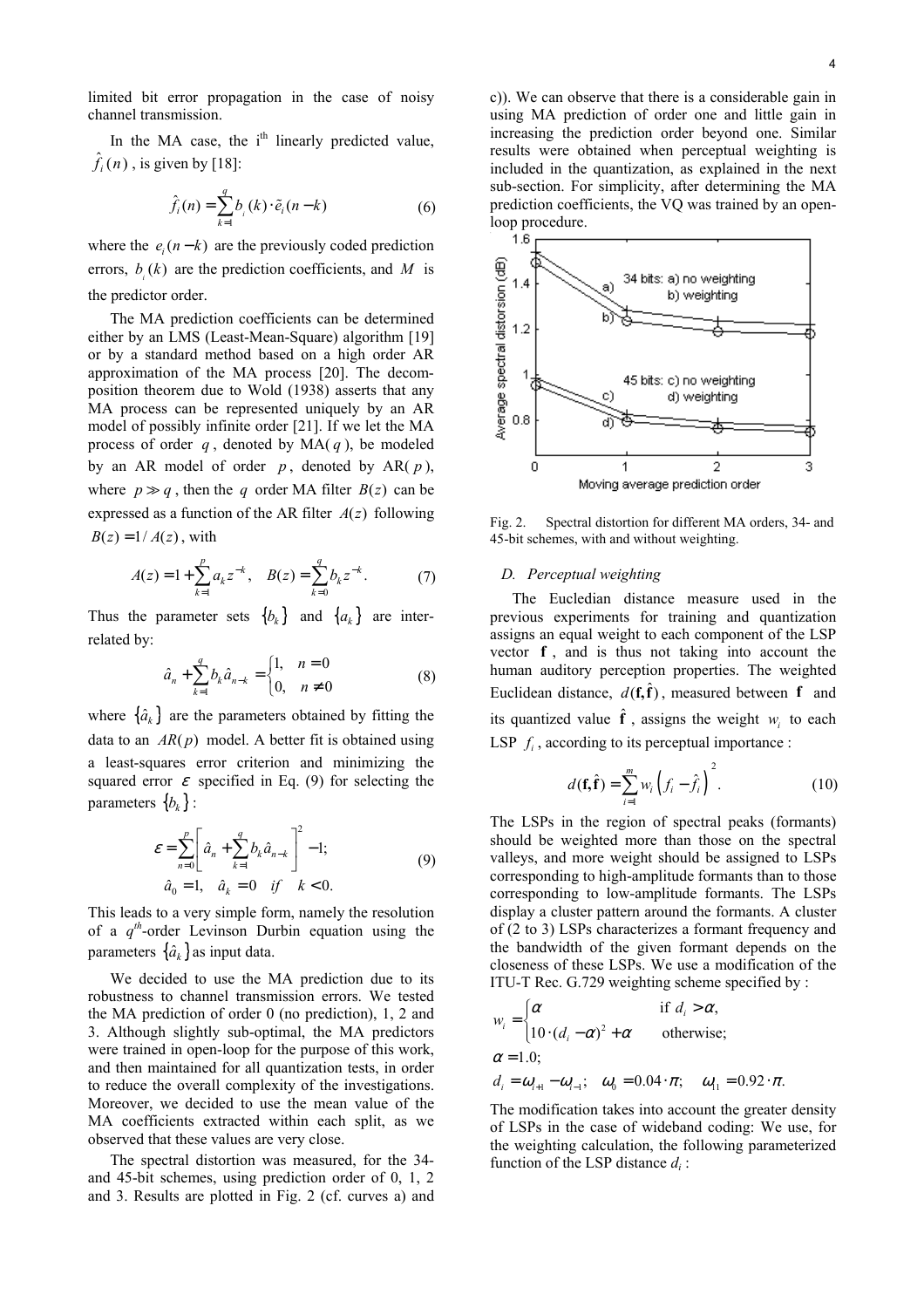limited bit error propagation in the case of noisy channel transmission.

In the MA case, the i[th] linearly predicted value, $\hat{f}_i(n)$, is given by [18]:

$$\hat{f}_i(n) = \sum_{k=1}^{q} b_i(k) \cdot \tilde{e}_i(n-k) \qquad (6)$$

where the $e_i(n-k)$ are the previously coded prediction errors, $b_i(k)$ are the prediction coefficients, and $M$ is the predictor order.

The MA prediction coefficients can be determined either by an LMS (Least-Mean-Square) algorithm [19] or by a standard method based on a high order AR approximation of the MA process [20]. The decomposition theorem due to Wold (1938) asserts that any MA process can be represented uniquely by an AR model of possibly infinite order [21]. If we let the MA process of order $q$, denoted by MA($q$), be modeled by an AR model of order $p$, denoted by AR($p$), where $p \gg q$, then the $q$ order MA filter $B(z)$ can be expressed as a function of the AR filter $A(z)$ following $B(z) = 1/A(z)$, with

$$A(z) = 1 + \sum_{k=1}^{p} a_k z^{-k}, \quad B(z) = \sum_{k=0}^{q} b_k z^{-k}. \qquad (7)$$

Thus the parameter sets $\{b_k\}$ and $\{a_k\}$ are interrelated by:

$$\hat{a}_n + \sum_{k=1}^{q} b_k \hat{a}_{n-k} = \begin{cases} 1, & n = 0 \\ 0, & n \neq 0 \end{cases} \qquad (8)$$

where $\{\hat{a}_k\}$ are the parameters obtained by fitting the data to an $AR(p)$ model. A better fit is obtained using a least-squares error criterion and minimizing the squared error $\varepsilon$ specified in Eq. (9) for selecting the parameters $\{b_k\}$:

$$\varepsilon = \sum_{n=0}^{p} \left[ \hat{a}_n + \sum_{k=1}^{q} b_k \hat{a}_{n-k} \right]^2 - 1; \qquad (9)$$
$$\hat{a}_0 = 1, \quad \hat{a}_k = 0 \quad if \quad k < 0.$$

This leads to a very simple form, namely the resolution of a $q^{th}$-order Levinson Durbin equation using the parameters $\{\hat{a}_k\}$ as input data.

We decided to use the MA prediction due to its robustness to channel transmission errors. We tested the MA prediction of order 0 (no prediction), 1, 2 and 3. Although slightly sub-optimal, the MA predictors were trained in open-loop for the purpose of this work, and then maintained for all quantization tests, in order to reduce the overall complexity of the investigations. Moreover, we decided to use the mean value of the MA coefficients extracted within each split, as we observed that these values are very close.

The spectral distortion was measured, for the 34- and 45-bit schemes, using prediction order of 0, 1, 2 and 3. Results are plotted in Fig. 2 (cf. curves a) and c)). We can observe that there is a considerable gain in using MA prediction of order one and little gain in increasing the prediction order beyond one. Similar results were obtained when perceptual weighting is included in the quantization, as explained in the next sub-section. For simplicity, after determining the MA prediction coefficients, the VQ was trained by an open-loop procedure.

Fig. 2. Spectral distortion for different MA orders, 34- and 45-bit schemes, with and without weighting.

### D. Perceptual weighting

The Eucledian distance measure used in the previous experiments for training and quantization assigns an equal weight to each component of the LSP vector $\mathbf{f}$, and is thus not taking into account the human auditory perception properties. The weighted Euclidean distance, $d(\mathbf{f}, \hat{\mathbf{f}})$, measured between $\mathbf{f}$ and its quantized value $\hat{\mathbf{f}}$, assigns the weight $w_i$ to each LSP $f_i$, according to its perceptual importance :

$$d(\mathbf{f}, \hat{\mathbf{f}}) = \sum_{i=1}^{m} w_i \left( f_i - \hat{f}_i \right)^2. \qquad (10)$$

The LSPs in the region of spectral peaks (formants) should be weighted more than those on the spectral valleys, and more weight should be assigned to LSPs corresponding to high-amplitude formants than to those corresponding to low-amplitude formants. The LSPs display a cluster pattern around the formants. A cluster of (2 to 3) LSPs characterizes a formant frequency and the bandwidth of the given formant depends on the closeness of these LSPs. We use a modification of the ITU-T Rec. G.729 weighting scheme specified by :

$$w_i = \begin{cases} \alpha & \text{if } d_i > \alpha, \\ 10 \cdot (d_i - \alpha)^2 + \alpha & \text{otherwise;} \end{cases}$$
$$\alpha = 1.0;$$
$$d_i = \omega_{i+1} - \omega_{i-1}; \quad \omega_0 = 0.04 \cdot \pi; \quad \omega_{11} = 0.92 \cdot \pi.$$

The modification takes into account the greater density of LSPs in the case of wideband coding: We use, for the weighting calculation, the following parameterized function of the LSP distance $d_i$ :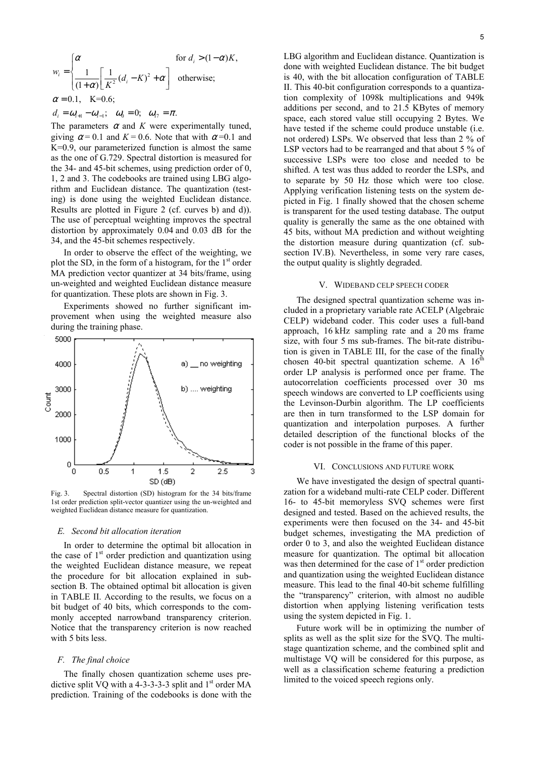$$w_i = \begin{cases} \alpha & \text{for } d_i > (1-\alpha)K, \\ \dfrac{1}{(1+\alpha)}\left[\dfrac{1}{K^2}(d_i - K)^2 + \alpha\right] & \text{otherwise;} \end{cases}$$

$$\alpha = 0.1, \quad \text{K=0.6;}$$

$$d_i = \omega_{i+1} - \omega_{i-1}; \quad \omega_0 = 0; \quad \omega_{17} = \pi.$$

The parameters $\alpha$ and $K$ were experimentally tuned, giving $\alpha = 0.1$ and $K = 0.6$. Note that with $\alpha = 0.1$ and K=0.9, our parameterized function is almost the same as the one of G.729. Spectral distortion is measured for the 34- and 45-bit schemes, using prediction order of 0, 1, 2 and 3. The codebooks are trained using LBG algorithm and Euclidean distance. The quantization (testing) is done using the weighted Euclidean distance. Results are plotted in Figure 2 (cf. curves b) and d)). The use of perceptual weighting improves the spectral distortion by approximately 0.04 and 0.03 dB for the 34, and the 45-bit schemes respectively.

In order to observe the effect of the weighting, we plot the SD, in the form of a histogram, for the 1st order MA prediction vector quantizer at 34 bits/frame, using un-weighted and weighted Euclidean distance measure for quantization. These plots are shown in Fig. 3.

Experiments showed no further significant improvement when using the weighted measure also during the training phase.

Fig. 3. Spectral distortion (SD) histogram for the 34 bits/frame 1st order prediction split-vector quantizer using the un-weighted and weighted Euclidean distance measure for quantization.

### *E. Second bit allocation iteration*

In order to determine the optimal bit allocation in the case of 1st order prediction and quantization using the weighted Euclidean distance measure, we repeat the procedure for bit allocation explained in subsection B. The obtained optimal bit allocation is given in TABLE II. According to the results, we focus on a bit budget of 40 bits, which corresponds to the commonly accepted narrowband transparency criterion. Notice that the transparency criterion is now reached with 5 bits less.

### *F. The final choice*

The finally chosen quantization scheme uses predictive split VQ with a 4-3-3-3-3 split and 1st order MA prediction. Training of the codebooks is done with the LBG algorithm and Euclidean distance. Quantization is done with weighted Euclidean distance. The bit budget is 40, with the bit allocation configuration of TABLE II. This 40-bit configuration corresponds to a quantization complexity of 1098k multiplications and 949k additions per second, and to 21.5 KBytes of memory space, each stored value still occupying 2 Bytes. We have tested if the scheme could produce unstable (i.e. not ordered) LSPs. We observed that less than 2 % of LSP vectors had to be rearranged and that about 5 % of successive LSPs were too close and needed to be shifted. A test was thus added to reorder the LSPs, and to separate by 50 Hz those which were too close. Applying verification listening tests on the system depicted in Fig. 1 finally showed that the chosen scheme is transparent for the used testing database. The output quality is generally the same as the one obtained with 45 bits, without MA prediction and without weighting the distortion measure during quantization (cf. subsection IV.B). Nevertheless, in some very rare cases, the output quality is slightly degraded.

## V. Wideband CELP Speech Coder

The designed spectral quantization scheme was included in a proprietary variable rate ACELP (Algebraic CELP) wideband coder. This coder uses a full-band approach, 16 kHz sampling rate and a 20 ms frame size, with four 5 ms sub-frames. The bit-rate distribution is given in TABLE III, for the case of the finally chosen 40-bit spectral quantization scheme. A 16th order LP analysis is performed once per frame. The autocorrelation coefficients processed over 30 ms speech windows are converted to LP coefficients using the Levinson-Durbin algorithm. The LP coefficients are then in turn transformed to the LSP domain for quantization and interpolation purposes. A further detailed description of the functional blocks of the coder is not possible in the frame of this paper.

## VI. Conclusions and Future Work

We have investigated the design of spectral quantization for a wideband multi-rate CELP coder. Different 16- to 45-bit memoryless SVQ schemes were first designed and tested. Based on the achieved results, the experiments were then focused on the 34- and 45-bit budget schemes, investigating the MA prediction of order 0 to 3, and also the weighted Euclidean distance measure for quantization. The optimal bit allocation was then determined for the case of 1st order prediction and quantization using the weighted Euclidean distance measure. This lead to the final 40-bit scheme fulfilling the "transparency" criterion, with almost no audible distortion when applying listening verification tests using the system depicted in Fig. 1.

Future work will be in optimizing the number of splits as well as the split size for the SVQ. The multi-stage quantization scheme, and the combined split and multistage VQ will be considered for this purpose, as well as a classification scheme featuring a prediction limited to the voiced speech regions only.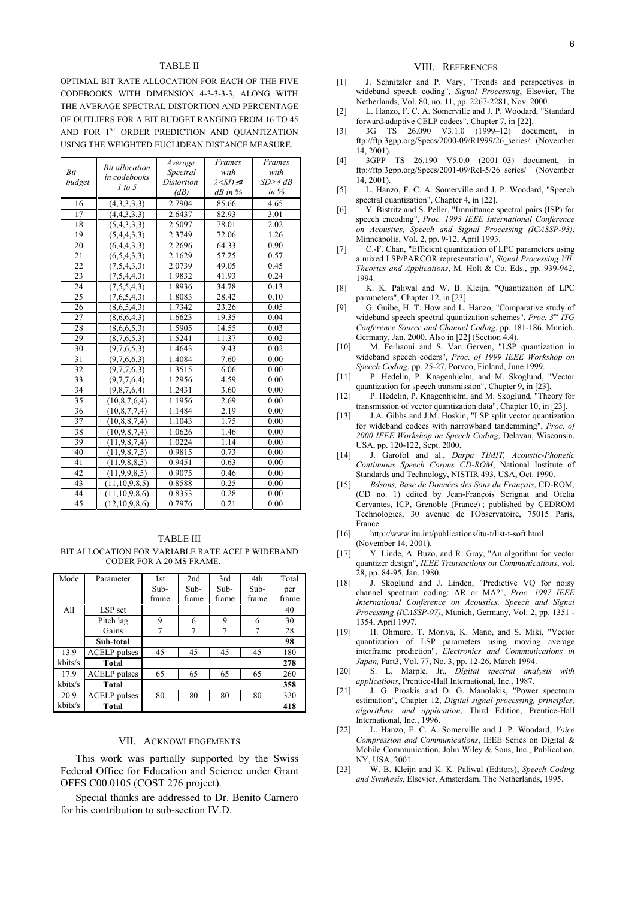TABLE II

OPTIMAL BIT RATE ALLOCATION FOR EACH OF THE FIVE CODEBOOKS WITH DIMENSION 4-3-3-3-3, ALONG WITH THE AVERAGE SPECTRAL DISTORTION AND PERCENTAGE OF OUTLIERS FOR A BIT BUDGET RANGING FROM 16 TO 45 AND FOR 1[ST] ORDER PREDICTION AND QUANTIZATION USING THE WEIGHTED EUCLIDEAN DISTANCE MEASURE.

| *Bit budget* | *Bit allocation in codebooks 1 to 5* | *Average Spectral Distortion (dB)* | *Frames with $2<SD\leq4$ dB in %* | *Frames with $SD>4$ dB in %* |
|---|---|---|---|---|
| 16 | (4,3,3,3,3) | 2.7904 | 85.66 | 4.65 |
| 17 | (4,4,3,3,3) | 2.6437 | 82.93 | 3.01 |
| 18 | (5,4,3,3,3) | 2.5097 | 78.01 | 2.02 |
| 19 | (5,4,4,3,3) | 2.3749 | 72.06 | 1.26 |
| 20 | (6,4,4,3,3) | 2.2696 | 64.33 | 0.90 |
| 21 | (6,5,4,3,3) | 2.1629 | 57.25 | 0.57 |
| 22 | (7,5,4,3,3) | 2.0739 | 49.05 | 0.45 |
| 23 | (7,5,4,4,3) | 1.9832 | 41.93 | 0.24 |
| 24 | (7,5,5,4,3) | 1.8936 | 34.78 | 0.13 |
| 25 | (7,6,5,4,3) | 1.8083 | 28.42 | 0.10 |
| 26 | (8,6,5,4,3) | 1.7342 | 23.26 | 0.05 |
| 27 | (8,6,6,4,3) | 1.6623 | 19.35 | 0.04 |
| 28 | (8,6,6,5,3) | 1.5905 | 14.55 | 0.03 |
| 29 | (8,7,6,5,3) | 1.5241 | 11.37 | 0.02 |
| 30 | (9,7,6,5,3) | 1.4643 | 9.43 | 0.02 |
| 31 | (9,7,6,6,3) | 1.4084 | 7.60 | 0.00 |
| 32 | (9,7,7,6,3) | 1.3515 | 6.06 | 0.00 |
| 33 | (9,7,7,6,4) | 1.2956 | 4.59 | 0.00 |
| 34 | (9,8,7,6,4) | 1.2431 | 3.60 | 0.00 |
| 35 | (10,8,7,6,4) | 1.1956 | 2.69 | 0.00 |
| 36 | (10,8,7,7,4) | 1.1484 | 2.19 | 0.00 |
| 37 | (10,8,8,7,4) | 1.1043 | 1.75 | 0.00 |
| 38 | (10,9,8,7,4) | 1.0626 | 1.46 | 0.00 |
| 39 | (11,9,8,7,4) | 1.0224 | 1.14 | 0.00 |
| 40 | (11,9,8,7,5) | 0.9815 | 0.73 | 0.00 |
| 41 | (11,9,8,8,5) | 0.9451 | 0.63 | 0.00 |
| 42 | (11,9,9,8,5) | 0.9075 | 0.46 | 0.00 |
| 43 | (11,10,9,8,5) | 0.8588 | 0.25 | 0.00 |
| 44 | (11,10,9,8,6) | 0.8353 | 0.28 | 0.00 |
| 45 | (12,10,9,8,6) | 0.7976 | 0.21 | 0.00 |

TABLE III

BIT ALLOCATION FOR VARIABLE RATE ACELP WIDEBAND CODER FOR A 20 MS FRAME.

| Mode | Parameter | 1st Sub-frame | 2nd Sub-frame | 3rd Sub-frame | 4th Sub-frame | Total per frame |
|---|---|---|---|---|---|---|
| All | LSP set | | | | | 40 |
| | Pitch lag | 9 | 6 | 9 | 6 | 30 |
| | Gains | 7 | 7 | 7 | 7 | 28 |
| | **Sub-total** | | | | | **98** |
| 13.9 kbits/s | ACELP pulses | 45 | 45 | 45 | 45 | 180 |
| | **Total** | | | | | **278** |
| 17.9 kbits/s | ACELP pulses | 65 | 65 | 65 | 65 | 260 |
| | **Total** | | | | | **358** |
| 20.9 kbits/s | ACELP pulses | 80 | 80 | 80 | 80 | 320 |
| | **Total** | | | | | **418** |

## VII. ACKNOWLEDGEMENTS

This work was partially supported by the Swiss Federal Office for Education and Science under Grant OFES C00.0105 (COST 276 project).

Special thanks are addressed to Dr. Benito Carnero for his contribution to sub-section IV.D.

## VIII. REFERENCES

[1] J. Schnitzler and P. Vary, "Trends and perspectives in wideband speech coding", *Signal Processing*, Elsevier, The Netherlands, Vol. 80, no. 11, pp. 2267-2281, Nov. 2000.

[2] L. Hanzo, F. C. A. Somerville and J. P. Woodard, "Standard forward-adaptive CELP codecs", Chapter 7, in [22].

[3] 3G TS 26.090 V3.1.0 (1999–12) document, in ftp://ftp.3gpp.org/Specs/2000-09/R1999/26_series/ (November 14, 2001).

[4] 3GPP TS 26.190 V5.0.0 (2001–03) document, in ftp://ftp.3gpp.org/Specs/2001-09/Rel-5/26_series/ (November 14, 2001).

[5] L. Hanzo, F. C. A. Somerville and J. P. Woodard, "Speech spectral quantization", Chapter 4, in [22].

[6] Y. Bistritz and S. Peller, "Immittance spectral pairs (ISP) for speech encoding", *Proc. 1993 IEEE International Conference on Acoustics, Speech and Signal Processing (ICASSP-93)*, Minneapolis, Vol. 2, pp. 9-12, April 1993.

[7] C.-F. Chan, "Efficient quantization of LPC parameters using a mixed LSP/PARCOR representation", *Signal Processing VII: Theories and Applications*, M. Holt & Co. Eds., pp. 939-942, 1994.

[8] K. K. Paliwal and W. B. Kleijn, "Quantization of LPC parameters", Chapter 12, in [23].

[9] G. Guibe, H. T. How and L. Hanzo, "Comparative study of wideband speech spectral quantization schemes", *Proc. 3[rd] ITG Conference Source and Channel Coding*, pp. 181-186, Munich, Germany, Jan. 2000. Also in [22] (Section 4.4).

[10] M. Ferhaoui and S. Van Gerven, "LSP quantization in wideband speech coders", *Proc. of 1999 IEEE Workshop on Speech Coding*, pp. 25-27, Porvoo, Finland, June 1999.

[11] P. Hedelin, P. Knagenhjelm, and M. Skoglund, "Vector quantization for speech transmission", Chapter 9, in [23].

[12] P. Hedelin, P. Knagenhjelm, and M. Skoglund, "Theory for transmission of vector quantization data", Chapter 10, in [23].

[13] J.A. Gibbs and J.M. Hoskin, "LSP split vector quantization for wideband codecs with narrowband tandemming", *Proc. of 2000 IEEE Workshop on Speech Coding*, Delavan, Wisconsin, USA, pp. 120-122, Sept. 2000.

[14] J. Garofol and al., *Darpa TIMIT, Acoustic-Phonetic Continuous Speech Corpus CD-ROM*, National Institute of Standards and Technology, NISTIR 493, USA, Oct. 1990.

[15] *Bdsons, Base de Données des Sons du Français*, CD-ROM, (CD no. 1) edited by Jean-François Serignat and Ofelia Cervantes, ICP, Grenoble (France) ; published by CEDROM Technologies, 30 avenue de l'Observatoire, 75015 Paris, France.

[16] http://www.itu.int/publications/itu-t/list-t-soft.html (November 14, 2001).

[17] Y. Linde, A. Buzo, and R. Gray, "An algorithm for vector quantizer design", *IEEE Transactions on Communications*, vol. 28, pp. 84-95, Jan. 1980.

[18] J. Skoglund and J. Linden, "Predictive VQ for noisy channel spectrum coding: AR or MA?", *Proc. 1997 IEEE International Conference on Acoustics, Speech and Signal Processing (ICASSP-97)*, Munich, Germany, Vol. 2, pp. 1351 - 1354, April 1997.

[19] H. Ohmuro, T. Moriya, K. Mano, and S. Miki, "Vector quantization of LSP parameters using moving average interframe prediction", *Electronics and Communications in Japan,* Part3, Vol. 77, No. 3, pp. 12-26, March 1994.

[20] S. L. Marple, Jr., *Digital spectral analysis with applications*, Prentice-Hall International, Inc., 1987.

[21] J. G. Proakis and D. G. Manolakis, "Power spectrum estimation", Chapter 12, *Digital signal processing, principles, algorithms, and application*, Third Edition, Prentice-Hall International, Inc., 1996.

[22] L. Hanzo, F. C. A. Somerville and J. P. Woodard, *Voice Compression and Communications*, IEEE Series on Digital & Mobile Communication, John Wiley & Sons, Inc., Publication, NY, USA, 2001.

[23] W. B. Kleijn and K. K. Paliwal (Editors), *Speech Coding and Synthesis*, Elsevier, Amsterdam, The Netherlands, 1995.